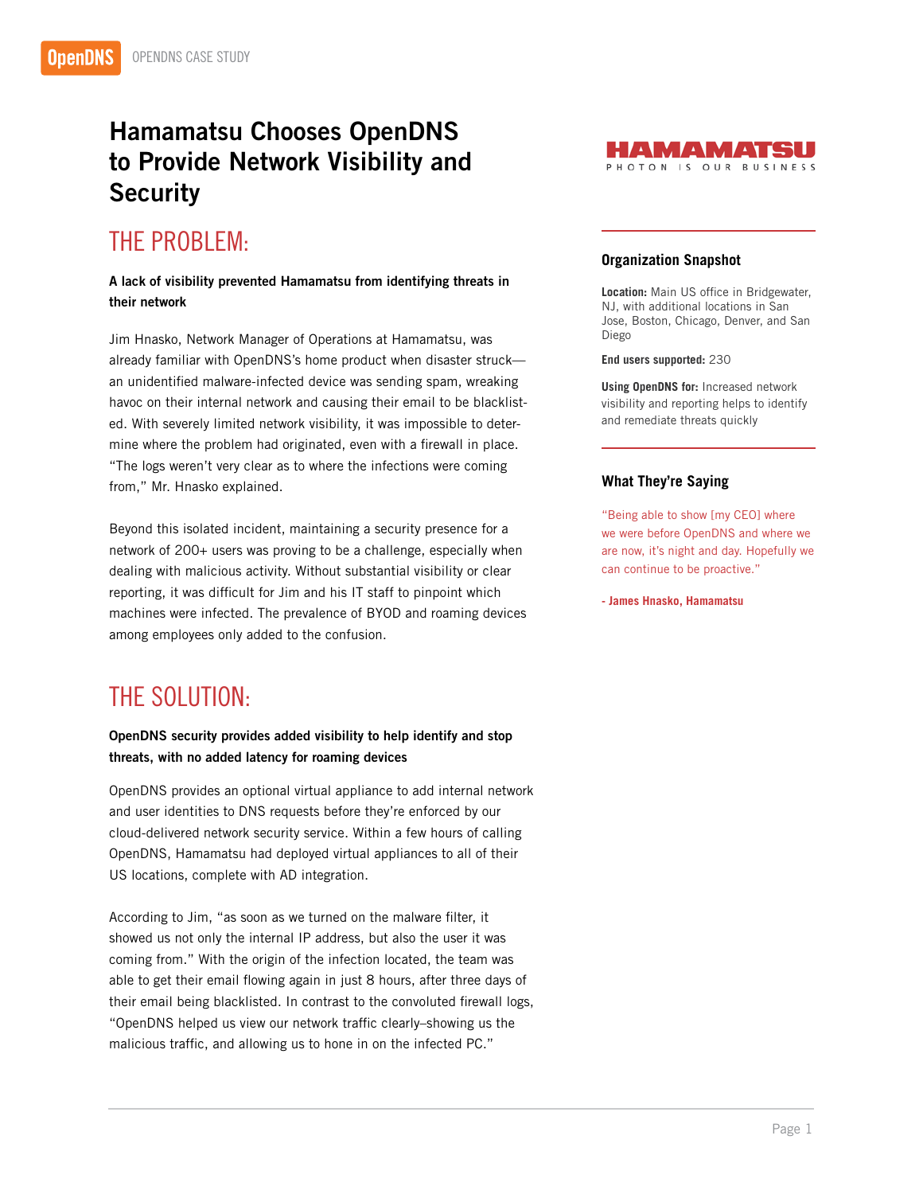# Hamamatsu Chooses OpenDNS to Provide Network Visibility and Security

## THE PROBLEM:

**A lack of visibility prevented Hamamatsu from identifying threats in their network**

Jim Hnasko, Network Manager of Operations at Hamamatsu, was already familiar with OpenDNS's home product when disaster struck—an unidentified malware-infected device was sending spam, wreaking havoc on their internal network and causing their email to be blacklisted. With severely limited network visibility, it was impossible to determine where the problem had originated, even with a firewall in place. "The logs weren't very clear as to where the infections were coming from," Mr. Hnasko explained.

Beyond this isolated incident, maintaining a security presence for a network of 200+ users was proving to be a challenge, especially when dealing with malicious activity. Without substantial visibility or clear reporting, it was difficult for Jim and his IT staff to pinpoint which machines were infected. The prevalence of BYOD and roaming devices among employees only added to the confusion.

## THE SOLUTION:

**OpenDNS security provides added visibility to help identify and stop threats, with no added latency for roaming devices**

OpenDNS provides an optional virtual appliance to add internal network and user identities to DNS requests before they're enforced by our cloud-delivered network security service. Within a few hours of calling OpenDNS, Hamamatsu had deployed virtual appliances to all of their US locations, complete with AD integration.

According to Jim, "as soon as we turned on the malware filter, it showed us not only the internal IP address, but also the user it was coming from." With the origin of the infection located, the team was able to get their email flowing again in just 8 hours, after three days of their email being blacklisted. In contrast to the convoluted firewall logs, "OpenDNS helped us view our network traffic clearly–showing us the malicious traffic, and allowing us to hone in on the infected PC."

HAMAMATSU
PHOTON IS OUR BUSINESS

### Organization Snapshot

**Location:** Main US office in Bridgewater, NJ, with additional locations in San Jose, Boston, Chicago, Denver, and San Diego

**End users supported:** 230

**Using OpenDNS for:** Increased network visibility and reporting helps to identify and remediate threats quickly

### What They're Saying

"Being able to show [my CEO] where we were before OpenDNS and where we are now, it's night and day. Hopefully we can continue to be proactive."

**- James Hnasko, Hamamatsu**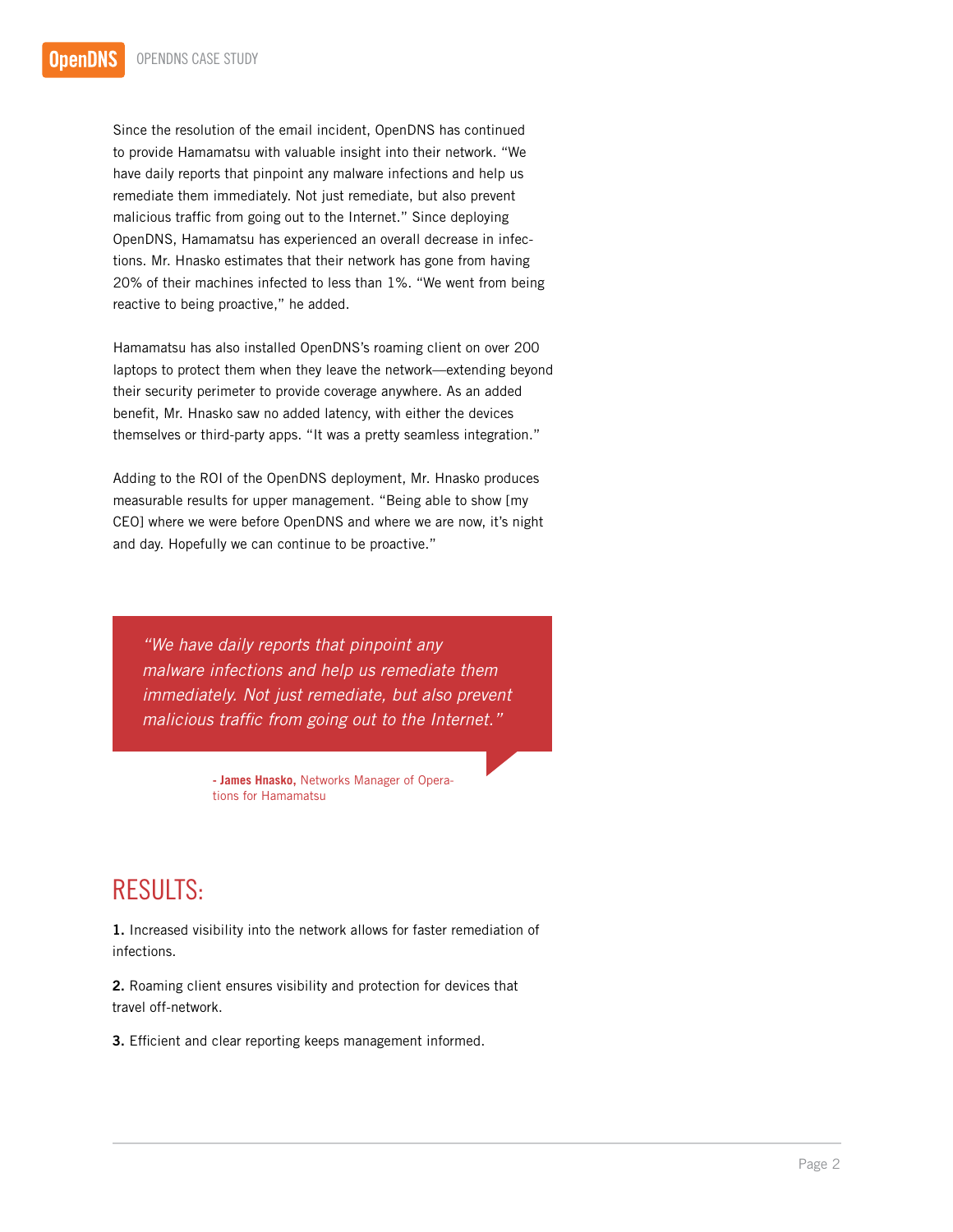Since the resolution of the email incident, OpenDNS has continued to provide Hamamatsu with valuable insight into their network. "We have daily reports that pinpoint any malware infections and help us remediate them immediately. Not just remediate, but also prevent malicious traffic from going out to the Internet." Since deploying OpenDNS, Hamamatsu has experienced an overall decrease in infections. Mr. Hnasko estimates that their network has gone from having 20% of their machines infected to less than 1%. "We went from being reactive to being proactive," he added.

Hamamatsu has also installed OpenDNS's roaming client on over 200 laptops to protect them when they leave the network—extending beyond their security perimeter to provide coverage anywhere. As an added benefit, Mr. Hnasko saw no added latency, with either the devices themselves or third-party apps. "It was a pretty seamless integration."

Adding to the ROI of the OpenDNS deployment, Mr. Hnasko produces measurable results for upper management. "Being able to show [my CEO] where we were before OpenDNS and where we are now, it's night and day. Hopefully we can continue to be proactive."

> *"We have daily reports that pinpoint any malware infections and help us remediate them immediately. Not just remediate, but also prevent malicious traffic from going out to the Internet."*
>
> **- James Hnasko,** Networks Manager of Operations for Hamamatsu

## RESULTS:

**1.** Increased visibility into the network allows for faster remediation of infections.

**2.** Roaming client ensures visibility and protection for devices that travel off-network.

**3.** Efficient and clear reporting keeps management informed.